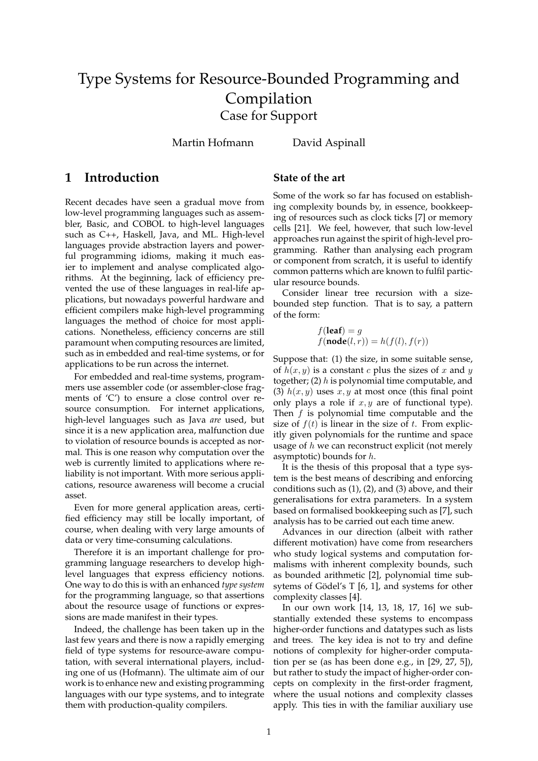# Type Systems for Resource-Bounded Programming and Compilation

Case for Support

Martin Hofmann David Aspinall

## 1 Introduction

Recent decades have seen a gradual move from low-level programming languages such as assembler, Basic, and COBOL to high-level languages such as C++, Haskell, Java, and ML. High-level languages provide abstraction layers and powerful programming idioms, making it much easier to implement and analyse complicated algorithms. At the beginning, lack of efficiency prevented the use of these languages in real-life applications, but nowadays powerful hardware and efficient compilers make high-level programming languages the method of choice for most applications. Nonetheless, efficiency concerns are still paramount when computing resources are limited, such as in embedded and real-time systems, or for applications to be run across the internet.

For embedded and real-time systems, programmers use assembler code (or assembler-close fragments of 'C') to ensure a close control over resource consumption. For internet applications, high-level languages such as Java *are* used, but since it is a new application area, malfunction due to violation of resource bounds is accepted as normal. This is one reason why computation over the web is currently limited to applications where reliability is not important. With more serious applications, resource awareness will become a crucial asset.

Even for more general application areas, certified efficiency may still be locally important, of course, when dealing with very large amounts of data or very time-consuming calculations.

Therefore it is an important challenge for programming language researchers to develop high-level languages that express efficiency notions. One way to do this is with an enhanced *type system* for the programming language, so that assertions about the resource usage of functions or expressions are made manifest in their types.

Indeed, the challenge has been taken up in the last few years and there is now a rapidly emerging field of type systems for resource-aware computation, with several international players, including one of us (Hofmann). The ultimate aim of our work is to enhance new and existing programming languages with our type systems, and to integrate them with production-quality compilers.

### State of the art

Some of the work so far has focused on establishing complexity bounds by, in essence, bookkeeping of resources such as clock ticks [7] or memory cells [21]. We feel, however, that such low-level approaches run against the spirit of high-level programming. Rather than analysing each program or component from scratch, it is useful to identify common patterns which are known to fulfil particular resource bounds.

Consider linear tree recursion with a size-bounded step function. That is to say, a pattern of the form:

$$f(\textbf{leaf}) = g$$
$$f(\textbf{node}(l, r)) = h(f(l), f(r))$$

Suppose that: (1) the size, in some suitable sense, of $h(x, y)$ is a constant $c$ plus the sizes of $x$ and $y$ together; (2) $h$ is polynomial time computable, and (3) $h(x, y)$ uses $x, y$ at most once (this final point only plays a role if $x, y$ are of functional type). Then $f$ is polynomial time computable and the size of $f(t)$ is linear in the size of $t$. From explicitly given polynomials for the runtime and space usage of $h$ we can reconstruct explicit (not merely asymptotic) bounds for $h$.

It is the thesis of this proposal that a type system is the best means of describing and enforcing conditions such as (1), (2), and (3) above, and their generalisations for extra parameters. In a system based on formalised bookkeeping such as [7], such analysis has to be carried out each time anew.

Advances in our direction (albeit with rather different motivation) have come from researchers who study logical systems and computation formalisms with inherent complexity bounds, such as bounded arithmetic [2], polynomial time subsystems of Gödel's T [6, 1], and systems for other complexity classes [4].

In our own work [14, 13, 18, 17, 16] we substantially extended these systems to encompass higher-order functions and datatypes such as lists and trees. The key idea is not to try and define notions of complexity for higher-order computation per se (as has been done e.g., in [29, 27, 5]), but rather to study the impact of higher-order concepts on complexity in the first-order fragment, where the usual notions and complexity classes apply. This ties in with the familiar auxiliary use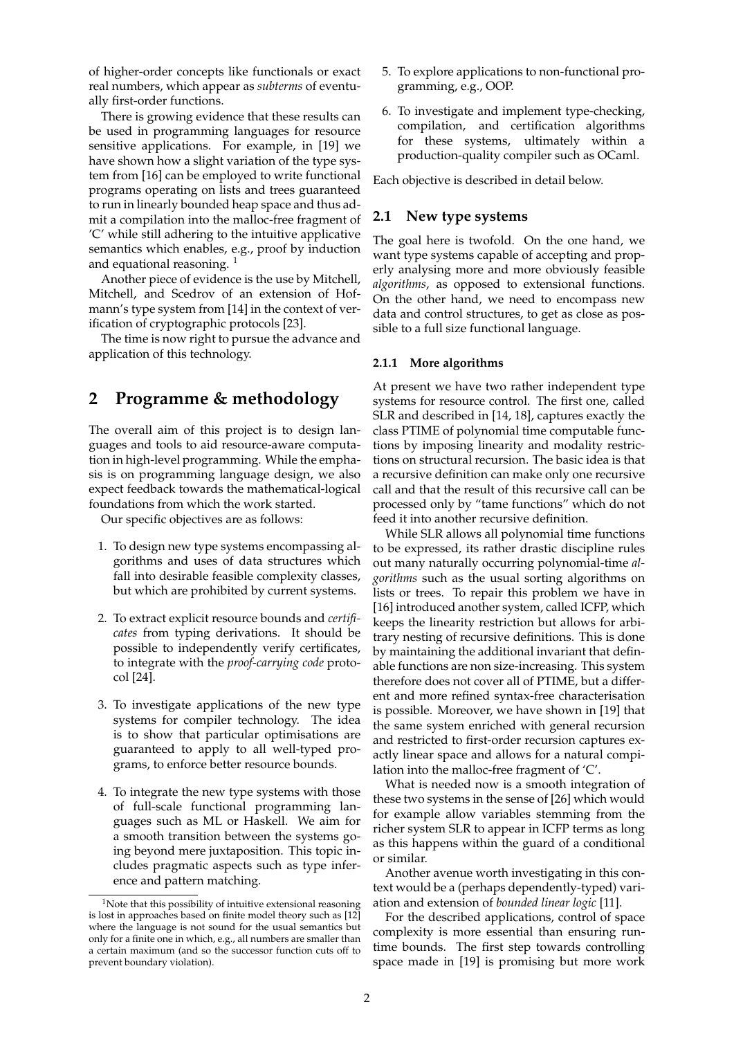of higher-order concepts like functionals or exact real numbers, which appear as *subterms* of eventually first-order functions.

There is growing evidence that these results can be used in programming languages for resource sensitive applications. For example, in [19] we have shown how a slight variation of the type system from [16] can be employed to write functional programs operating on lists and trees guaranteed to run in linearly bounded heap space and thus admit a compilation into the malloc-free fragment of 'C' while still adhering to the intuitive applicative semantics which enables, e.g., proof by induction and equational reasoning. [1]

Another piece of evidence is the use by Mitchell, Mitchell, and Scedrov of an extension of Hofmann's type system from [14] in the context of verification of cryptographic protocols [23].

The time is now right to pursue the advance and application of this technology.

# 2 Programme & methodology

The overall aim of this project is to design languages and tools to aid resource-aware computation in high-level programming. While the emphasis is on programming language design, we also expect feedback towards the mathematical-logical foundations from which the work started.

Our specific objectives are as follows:

1. To design new type systems encompassing algorithms and uses of data structures which fall into desirable feasible complexity classes, but which are prohibited by current systems.
2. To extract explicit resource bounds and *certificates* from typing derivations. It should be possible to independently verify certificates, to integrate with the *proof-carrying code* protocol [24].
3. To investigate applications of the new type systems for compiler technology. The idea is to show that particular optimisations are guaranteed to apply to all well-typed programs, to enforce better resource bounds.
4. To integrate the new type systems with those of full-scale functional programming languages such as ML or Haskell. We aim for a smooth transition between the systems going beyond mere juxtaposition. This topic includes pragmatic aspects such as type inference and pattern matching.
5. To explore applications to non-functional programming, e.g., OOP.
6. To investigate and implement type-checking, compilation, and certification algorithms for these systems, ultimately within a production-quality compiler such as OCaml.

Each objective is described in detail below.

## 2.1 New type systems

The goal here is twofold. On the one hand, we want type systems capable of accepting and properly analysing more and more obviously feasible *algorithms*, as opposed to extensional functions. On the other hand, we need to encompass new data and control structures, to get as close as possible to a full size functional language.

### 2.1.1 More algorithms

At present we have two rather independent type systems for resource control. The first one, called SLR and described in [14, 18], captures exactly the class PTIME of polynomial time computable functions by imposing linearity and modality restrictions on structural recursion. The basic idea is that a recursive definition can make only one recursive call and that the result of this recursive call can be processed only by "tame functions" which do not feed it into another recursive definition.

While SLR allows all polynomial time functions to be expressed, its rather drastic discipline rules out many naturally occurring polynomial-time *algorithms* such as the usual sorting algorithms on lists or trees. To repair this problem we have in [16] introduced another system, called ICFP, which keeps the linearity restriction but allows for arbitrary nesting of recursive definitions. This is done by maintaining the additional invariant that definable functions are non size-increasing. This system therefore does not cover all of PTIME, but a different and more refined syntax-free characterisation is possible. Moreover, we have shown in [19] that the same system enriched with general recursion and restricted to first-order recursion captures exactly linear space and allows for a natural compilation into the malloc-free fragment of 'C'.

What is needed now is a smooth integration of these two systems in the sense of [26] which would for example allow variables stemming from the richer system SLR to appear in ICFP terms as long as this happens within the guard of a conditional or similar.

Another avenue worth investigating in this context would be a (perhaps dependently-typed) variation and extension of *bounded linear logic* [11].

For the described applications, control of space complexity is more essential than ensuring runtime bounds. The first step towards controlling space made in [19] is promising but more work

[1] Note that this possibility of intuitive extensional reasoning is lost in approaches based on finite model theory such as [12] where the language is not sound for the usual semantics but only for a finite one in which, e.g., all numbers are smaller than a certain maximum (and so the successor function cuts off to prevent boundary violation).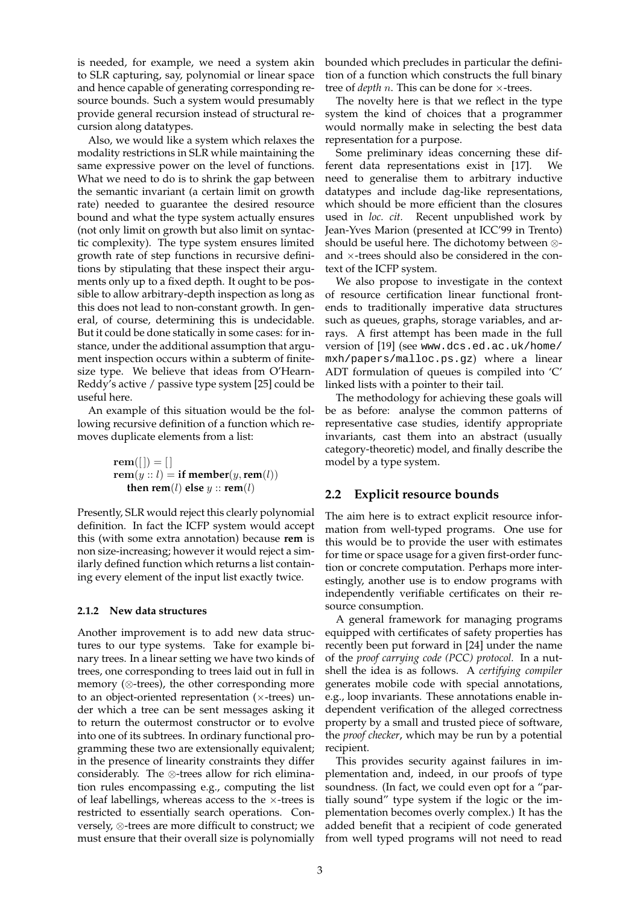is needed, for example, we need a system akin to SLR capturing, say, polynomial or linear space and hence capable of generating corresponding resource bounds. Such a system would presumably provide general recursion instead of structural recursion along datatypes.

Also, we would like a system which relaxes the modality restrictions in SLR while maintaining the same expressive power on the level of functions. What we need to do is to shrink the gap between the semantic invariant (a certain limit on growth rate) needed to guarantee the desired resource bound and what the type system actually ensures (not only limit on growth but also limit on syntactic complexity). The type system ensures limited growth rate of step functions in recursive definitions by stipulating that these inspect their arguments only up to a fixed depth. It ought to be possible to allow arbitrary-depth inspection as long as this does not lead to non-constant growth. In general, of course, determining this is undecidable. But it could be done statically in some cases: for instance, under the additional assumption that argument inspection occurs within a subterm of finite-size type. We believe that ideas from O'Hearn-Reddy's active / passive type system [25] could be useful here.

An example of this situation would be the following recursive definition of a function which removes duplicate elements from a list:

$$
\begin{aligned}
&\mathbf{rem}([\,]) = [\,]\\
&\mathbf{rem}(y :: l) = \mathbf{if}\ \mathbf{member}(y, \mathbf{rem}(l))\\
&\quad \mathbf{then}\ \mathbf{rem}(l)\ \mathbf{else}\ y :: \mathbf{rem}(l)
\end{aligned}
$$

Presently, SLR would reject this clearly polynomial definition. In fact the ICFP system would accept this (with some extra annotation) because **rem** is non size-increasing; however it would reject a similarly defined function which returns a list containing every element of the input list exactly twice.

#### 2.1.2 New data structures

Another improvement is to add new data structures to our type systems. Take for example binary trees. In a linear setting we have two kinds of trees, one corresponding to trees laid out in full in memory ($\otimes$-trees), the other corresponding more to an object-oriented representation ($\times$-trees) under which a tree can be sent messages asking it to return the outermost constructor or to evolve into one of its subtrees. In ordinary functional programming these two are extensionally equivalent; in the presence of linearity constraints they differ considerably. The $\otimes$-trees allow for rich elimination rules encompassing e.g., computing the list of leaf labellings, whereas access to the $\times$-trees is restricted to essentially search operations. Conversely, $\otimes$-trees are more difficult to construct; we must ensure that their overall size is polynomially bounded which precludes in particular the definition of a function which constructs the full binary tree of *depth* $n$. This can be done for $\times$-trees.

The novelty here is that we reflect in the type system the kind of choices that a programmer would normally make in selecting the best data representation for a purpose.

Some preliminary ideas concerning these different data representations exist in [17]. We need to generalise them to arbitrary inductive datatypes and include dag-like representations, which should be more efficient than the closures used in *loc. cit.* Recent unpublished work by Jean-Yves Marion (presented at ICC'99 in Trento) should be useful here. The dichotomy between $\otimes$- and $\times$-trees should also be considered in the context of the ICFP system.

We also propose to investigate in the context of resource certification linear functional frontends to traditionally imperative data structures such as queues, graphs, storage variables, and arrays. A first attempt has been made in the full version of [19] (see `www.dcs.ed.ac.uk/home/mxh/papers/malloc.ps.gz`) where a linear ADT formulation of queues is compiled into 'C' linked lists with a pointer to their tail.

The methodology for achieving these goals will be as before: analyse the common patterns of representative case studies, identify appropriate invariants, cast them into an abstract (usually category-theoretic) model, and finally describe the model by a type system.

### 2.2 Explicit resource bounds

The aim here is to extract explicit resource information from well-typed programs. One use for this would be to provide the user with estimates for time or space usage for a given first-order function or concrete computation. Perhaps more interestingly, another use is to endow programs with independently verifiable certificates on their resource consumption.

A general framework for managing programs equipped with certificates of safety properties has recently been put forward in [24] under the name of the *proof carrying code (PCC) protocol.* In a nutshell the idea is as follows. A *certifying compiler* generates mobile code with special annotations, e.g., loop invariants. These annotations enable independent verification of the alleged correctness property by a small and trusted piece of software, the *proof checker*, which may be run by a potential recipient.

This provides security against failures in implementation and, indeed, in our proofs of type soundness. (In fact, we could even opt for a "partially sound" type system if the logic or the implementation becomes overly complex.) It has the added benefit that a recipient of code generated from well typed programs will not need to read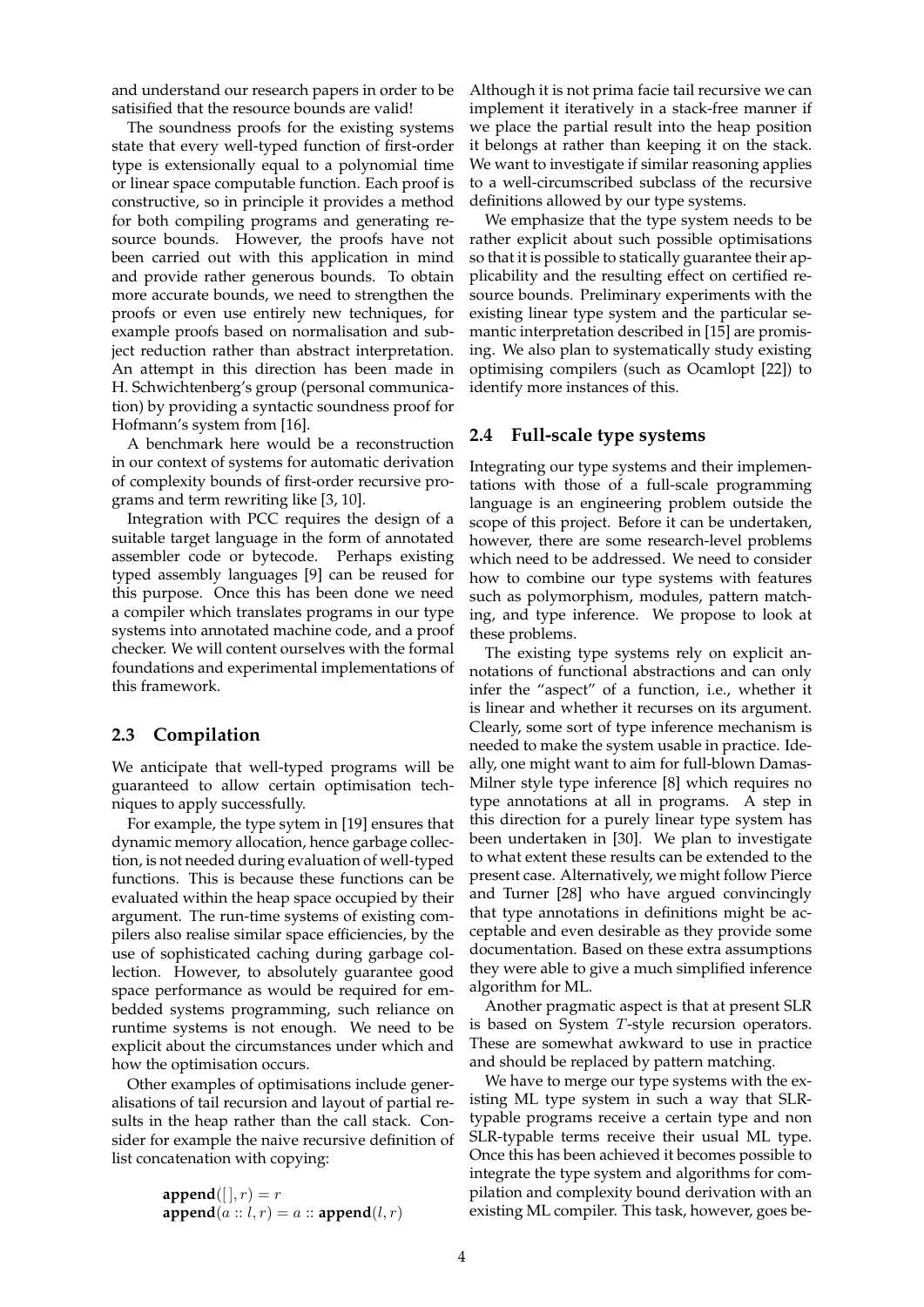and understand our research papers in order to be satisified that the resource bounds are valid!

The soundness proofs for the existing systems state that every well-typed function of first-order type is extensionally equal to a polynomial time or linear space computable function. Each proof is constructive, so in principle it provides a method for both compiling programs and generating resource bounds. However, the proofs have not been carried out with this application in mind and provide rather generous bounds. To obtain more accurate bounds, we need to strengthen the proofs or even use entirely new techniques, for example proofs based on normalisation and subject reduction rather than abstract interpretation. An attempt in this direction has been made in H. Schwichtenberg's group (personal communication) by providing a syntactic soundness proof for Hofmann's system from [16].

A benchmark here would be a reconstruction in our context of systems for automatic derivation of complexity bounds of first-order recursive programs and term rewriting like [3, 10].

Integration with PCC requires the design of a suitable target language in the form of annotated assembler code or bytecode. Perhaps existing typed assembly languages [9] can be reused for this purpose. Once this has been done we need a compiler which translates programs in our type systems into annotated machine code, and a proof checker. We will content ourselves with the formal foundations and experimental implementations of this framework.

## 2.3 Compilation

We anticipate that well-typed programs will be guaranteed to allow certain optimisation techniques to apply successfully.

For example, the type sytem in [19] ensures that dynamic memory allocation, hence garbage collection, is not needed during evaluation of well-typed functions. This is because these functions can be evaluated within the heap space occupied by their argument. The run-time systems of existing compilers also realise similar space efficiencies, by the use of sophisticated caching during garbage collection. However, to absolutely guarantee good space performance as would be required for embedded systems programming, such reliance on runtime systems is not enough. We need to be explicit about the circumstances under which and how the optimisation occurs.

Other examples of optimisations include generalisations of tail recursion and layout of partial results in the heap rather than the call stack. Consider for example the naive recursive definition of list concatenation with copying:

$$\mathbf{append}([\,], r) = r$$
$$\mathbf{append}(a :: l, r) = a :: \mathbf{append}(l, r)$$

Although it is not prima facie tail recursive we can implement it iteratively in a stack-free manner if we place the partial result into the heap position it belongs at rather than keeping it on the stack. We want to investigate if similar reasoning applies to a well-circumscribed subclass of the recursive definitions allowed by our type systems.

We emphasize that the type system needs to be rather explicit about such possible optimisations so that it is possible to statically guarantee their applicability and the resulting effect on certified resource bounds. Preliminary experiments with the existing linear type system and the particular semantic interpretation described in [15] are promising. We also plan to systematically study existing optimising compilers (such as Ocamlopt [22]) to identify more instances of this.

## 2.4 Full-scale type systems

Integrating our type systems and their implementations with those of a full-scale programming language is an engineering problem outside the scope of this project. Before it can be undertaken, however, there are some research-level problems which need to be addressed. We need to consider how to combine our type systems with features such as polymorphism, modules, pattern matching, and type inference. We propose to look at these problems.

The existing type systems rely on explicit annotations of functional abstractions and can only infer the "aspect" of a function, i.e., whether it is linear and whether it recurses on its argument. Clearly, some sort of type inference mechanism is needed to make the system usable in practice. Ideally, one might want to aim for full-blown Damas-Milner style type inference [8] which requires no type annotations at all in programs. A step in this direction for a purely linear type system has been undertaken in [30]. We plan to investigate to what extent these results can be extended to the present case. Alternatively, we might follow Pierce and Turner [28] who have argued convincingly that type annotations in definitions might be acceptable and even desirable as they provide some documentation. Based on these extra assumptions they were able to give a much simplified inference algorithm for ML.

Another pragmatic aspect is that at present SLR is based on System $T$-style recursion operators. These are somewhat awkward to use in practice and should be replaced by pattern matching.

We have to merge our type systems with the existing ML type system in such a way that SLR-typable programs receive a certain type and non SLR-typable terms receive their usual ML type. Once this has been achieved it becomes possible to integrate the type system and algorithms for compilation and complexity bound derivation with an existing ML compiler. This task, however, goes be-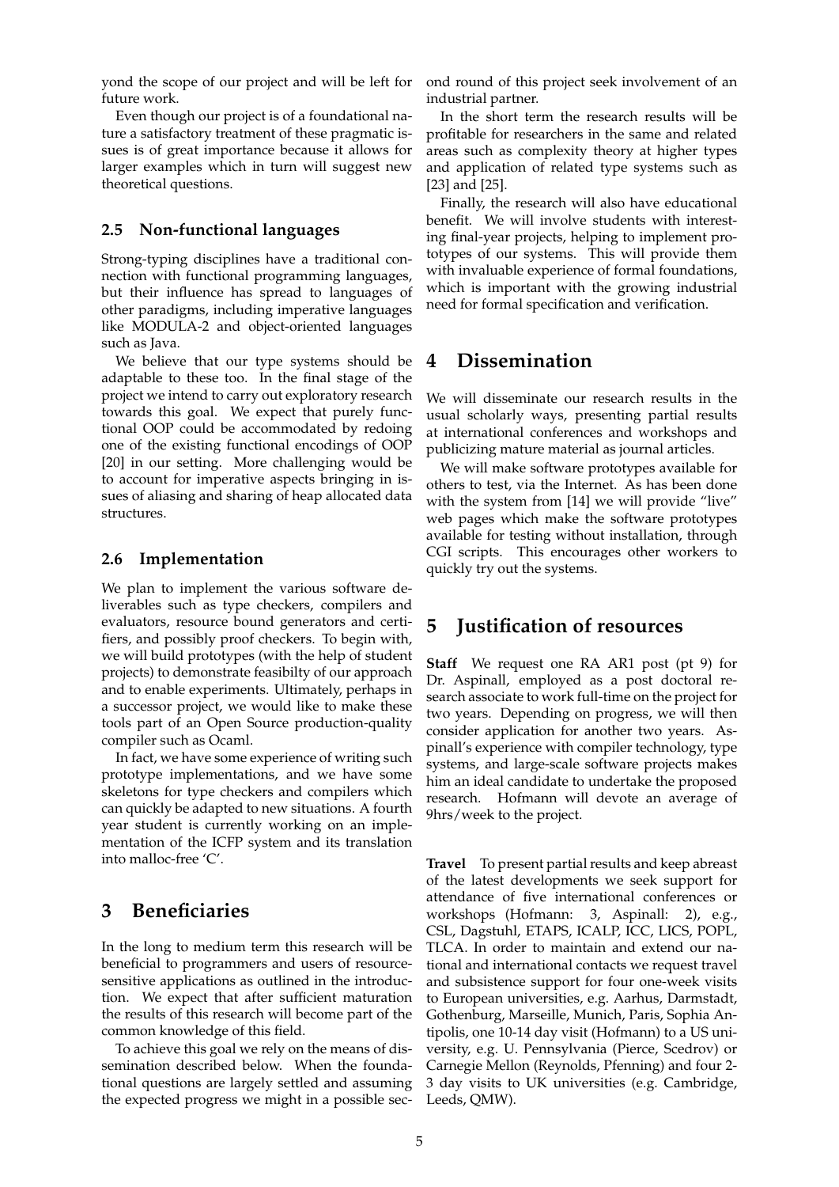yond the scope of our project and will be left for future work.

Even though our project is of a foundational nature a satisfactory treatment of these pragmatic issues is of great importance because it allows for larger examples which in turn will suggest new theoretical questions.

### 2.5 Non-functional languages

Strong-typing disciplines have a traditional connection with functional programming languages, but their influence has spread to languages of other paradigms, including imperative languages like MODULA-2 and object-oriented languages such as Java.

We believe that our type systems should be adaptable to these too. In the final stage of the project we intend to carry out exploratory research towards this goal. We expect that purely functional OOP could be accommodated by redoing one of the existing functional encodings of OOP [20] in our setting. More challenging would be to account for imperative aspects bringing in issues of aliasing and sharing of heap allocated data structures.

### 2.6 Implementation

We plan to implement the various software deliverables such as type checkers, compilers and evaluators, resource bound generators and certifiers, and possibly proof checkers. To begin with, we will build prototypes (with the help of student projects) to demonstrate feasibilty of our approach and to enable experiments. Ultimately, perhaps in a successor project, we would like to make these tools part of an Open Source production-quality compiler such as Ocaml.

In fact, we have some experience of writing such prototype implementations, and we have some skeletons for type checkers and compilers which can quickly be adapted to new situations. A fourth year student is currently working on an implementation of the ICFP system and its translation into malloc-free 'C'.

## 3 Beneficiaries

In the long to medium term this research will be beneficial to programmers and users of resource-sensitive applications as outlined in the introduction. We expect that after sufficient maturation the results of this research will become part of the common knowledge of this field.

To achieve this goal we rely on the means of dissemination described below. When the foundational questions are largely settled and assuming the expected progress we might in a possible second round of this project seek involvement of an industrial partner.

In the short term the research results will be profitable for researchers in the same and related areas such as complexity theory at higher types and application of related type systems such as [23] and [25].

Finally, the research will also have educational benefit. We will involve students with interesting final-year projects, helping to implement prototypes of our systems. This will provide them with invaluable experience of formal foundations, which is important with the growing industrial need for formal specification and verification.

## 4 Dissemination

We will disseminate our research results in the usual scholarly ways, presenting partial results at international conferences and workshops and publicizing mature material as journal articles.

We will make software prototypes available for others to test, via the Internet. As has been done with the system from [14] we will provide "live" web pages which make the software prototypes available for testing without installation, through CGI scripts. This encourages other workers to quickly try out the systems.

## 5 Justification of resources

**Staff** We request one RA AR1 post (pt 9) for Dr. Aspinall, employed as a post doctoral research associate to work full-time on the project for two years. Depending on progress, we will then consider application for another two years. Aspinall's experience with compiler technology, type systems, and large-scale software projects makes him an ideal candidate to undertake the proposed research. Hofmann will devote an average of 9hrs/week to the project.

**Travel** To present partial results and keep abreast of the latest developments we seek support for attendance of five international conferences or workshops (Hofmann: 3, Aspinall: 2), e.g., CSL, Dagstuhl, ETAPS, ICALP, ICC, LICS, POPL, TLCA. In order to maintain and extend our national and international contacts we request travel and subsistence support for four one-week visits to European universities, e.g. Aarhus, Darmstadt, Gothenburg, Marseille, Munich, Paris, Sophia Antipolis, one 10-14 day visit (Hofmann) to a US university, e.g. U. Pennsylvania (Pierce, Scedrov) or Carnegie Mellon (Reynolds, Pfenning) and four 2-3 day visits to UK universities (e.g. Cambridge, Leeds, QMW).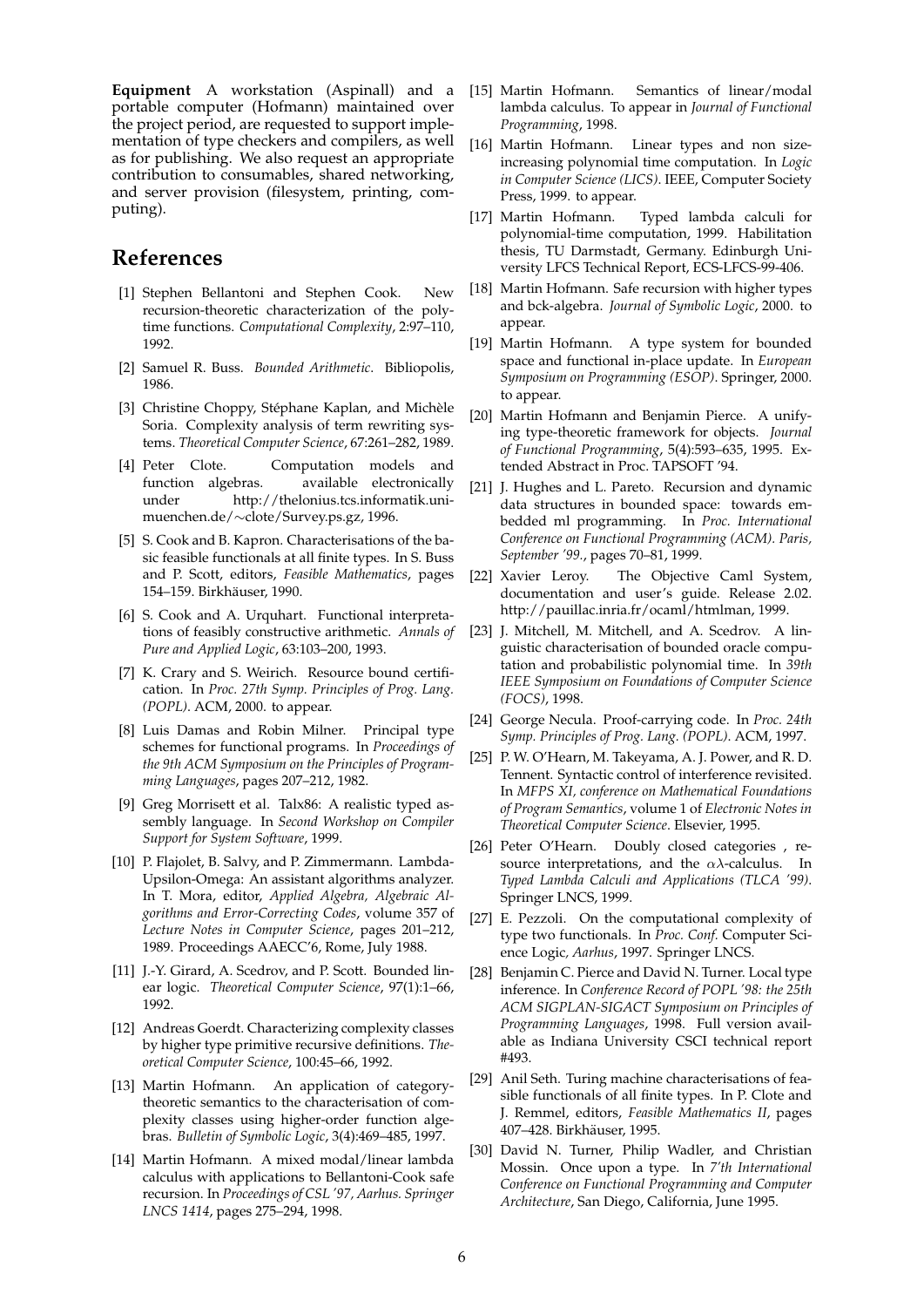**Equipment** A workstation (Aspinall) and a portable computer (Hofmann) maintained over the project period, are requested to support implementation of type checkers and compilers, as well as for publishing. We also request an appropriate contribution to consumables, shared networking, and server provision (filesystem, printing, computing).

## References

[1] Stephen Bellantoni and Stephen Cook. New recursion-theoretic characterization of the polytime functions. *Computational Complexity*, 2:97–110, 1992.

[2] Samuel R. Buss. *Bounded Arithmetic*. Bibliopolis, 1986.

[3] Christine Choppy, Stéphane Kaplan, and Michèle Soria. Complexity analysis of term rewriting systems. *Theoretical Computer Science*, 67:261–282, 1989.

[4] Peter Clote. Computation models and function algebras. available electronically under http://thelonius.tcs.informatik.uni-muenchen.de/~clote/Survey.ps.gz, 1996.

[5] S. Cook and B. Kapron. Characterisations of the basic feasible functionals at all finite types. In S. Buss and P. Scott, editors, *Feasible Mathematics*, pages 154–159. Birkhäuser, 1990.

[6] S. Cook and A. Urquhart. Functional interpretations of feasibly constructive arithmetic. *Annals of Pure and Applied Logic*, 63:103–200, 1993.

[7] K. Crary and S. Weirich. Resource bound certification. In *Proc. 27th Symp. Principles of Prog. Lang. (POPL)*. ACM, 2000. to appear.

[8] Luis Damas and Robin Milner. Principal type schemes for functional programs. In *Proceedings of the 9th ACM Symposium on the Principles of Programming Languages*, pages 207–212, 1982.

[9] Greg Morrisett et al. Talx86: A realistic typed assembly language. In *Second Workshop on Compiler Support for System Software*, 1999.

[10] P. Flajolet, B. Salvy, and P. Zimmermann. Lambda-Upsilon-Omega: An assistant algorithms analyzer. In T. Mora, editor, *Applied Algebra, Algebraic Algorithms and Error-Correcting Codes*, volume 357 of *Lecture Notes in Computer Science*, pages 201–212, 1989. Proceedings AAECC'6, Rome, July 1988.

[11] J.-Y. Girard, A. Scedrov, and P. Scott. Bounded linear logic. *Theoretical Computer Science*, 97(1):1–66, 1992.

[12] Andreas Goerdt. Characterizing complexity classes by higher type primitive recursive definitions. *Theoretical Computer Science*, 100:45–66, 1992.

[13] Martin Hofmann. An application of category-theoretic semantics to the characterisation of complexity classes using higher-order function algebras. *Bulletin of Symbolic Logic*, 3(4):469–485, 1997.

[14] Martin Hofmann. A mixed modal/linear lambda calculus with applications to Bellantoni-Cook safe recursion. In *Proceedings of CSL '97, Aarhus. Springer LNCS 1414*, pages 275–294, 1998.

[15] Martin Hofmann. Semantics of linear/modal lambda calculus. To appear in *Journal of Functional Programming*, 1998.

[16] Martin Hofmann. Linear types and non size-increasing polynomial time computation. In *Logic in Computer Science (LICS)*. IEEE, Computer Society Press, 1999. to appear.

[17] Martin Hofmann. Typed lambda calculi for polynomial-time computation, 1999. Habilitation thesis, TU Darmstadt, Germany. Edinburgh University LFCS Technical Report, ECS-LFCS-99-406.

[18] Martin Hofmann. Safe recursion with higher types and bck-algebra. *Journal of Symbolic Logic*, 2000. to appear.

[19] Martin Hofmann. A type system for bounded space and functional in-place update. In *European Symposium on Programming (ESOP)*. Springer, 2000. to appear.

[20] Martin Hofmann and Benjamin Pierce. A unifying type-theoretic framework for objects. *Journal of Functional Programming*, 5(4):593–635, 1995. Extended Abstract in Proc. TAPSOFT '94.

[21] J. Hughes and L. Pareto. Recursion and dynamic data structures in bounded space: towards embedded ml programming. In *Proc. International Conference on Functional Programming (ACM). Paris, September '99.*, pages 70–81, 1999.

[22] Xavier Leroy. The Objective Caml System, documentation and user's guide. Release 2.02. http://pauillac.inria.fr/ocaml/htmlman, 1999.

[23] J. Mitchell, M. Mitchell, and A. Scedrov. A linguistic characterisation of bounded oracle computation and probabilistic polynomial time. In *39th IEEE Symposium on Foundations of Computer Science (FOCS)*, 1998.

[24] George Necula. Proof-carrying code. In *Proc. 24th Symp. Principles of Prog. Lang. (POPL)*. ACM, 1997.

[25] P. W. O'Hearn, M. Takeyama, A. J. Power, and R. D. Tennent. Syntactic control of interference revisited. In *MFPS XI, conference on Mathematical Foundations of Program Semantics*, volume 1 of *Electronic Notes in Theoretical Computer Science*. Elsevier, 1995.

[26] Peter O'Hearn. Doubly closed categories , resource interpretations, and the $\alpha\lambda$-calculus. In *Typed Lambda Calculi and Applications (TLCA '99)*. Springer LNCS, 1999.

[27] E. Pezzoli. On the computational complexity of type two functionals. In *Proc. Conf.* Computer Science Logic*, Aarhus*, 1997. Springer LNCS.

[28] Benjamin C. Pierce and David N. Turner. Local type inference. In *Conference Record of POPL '98: the 25th ACM SIGPLAN-SIGACT Symposium on Principles of Programming Languages*, 1998. Full version available as Indiana University CSCI technical report #493.

[29] Anil Seth. Turing machine characterisations of feasible functionals of all finite types. In P. Clote and J. Remmel, editors, *Feasible Mathematics II*, pages 407–428. Birkhäuser, 1995.

[30] David N. Turner, Philip Wadler, and Christian Mossin. Once upon a type. In *7'th International Conference on Functional Programming and Computer Architecture*, San Diego, California, June 1995.